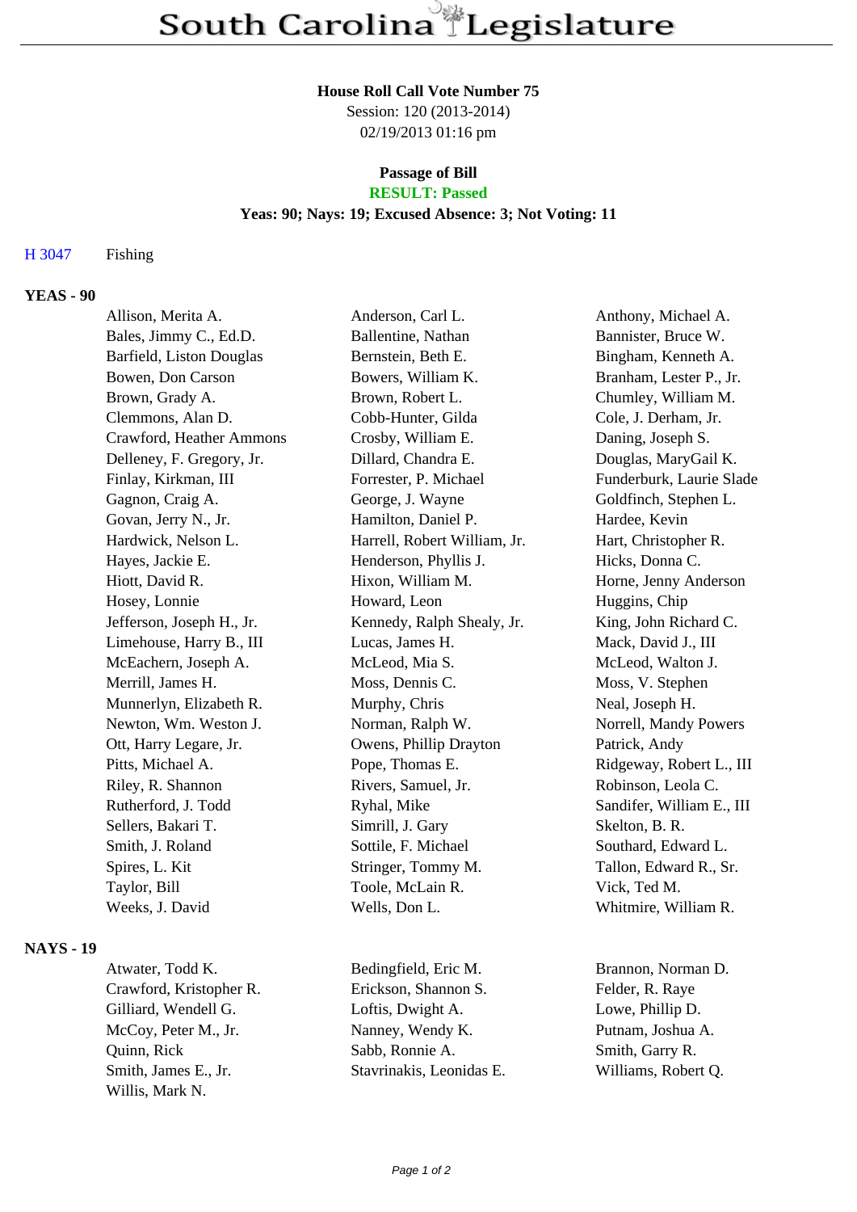# South Carolina Legislature

**House Roll Call Vote Number 75**
Session: 120 (2013-2014)
02/19/2013 01:16 pm

**Passage of Bill**
**RESULT: Passed**
**Yeas: 90; Nays: 19; Excused Absence: 3; Not Voting: 11**

H 3047 Fishing

## YEAS - 90

| | | |
|---|---|---|
| Allison, Merita A. | Anderson, Carl L. | Anthony, Michael A. |
| Bales, Jimmy C., Ed.D. | Ballentine, Nathan | Bannister, Bruce W. |
| Barfield, Liston Douglas | Bernstein, Beth E. | Bingham, Kenneth A. |
| Bowen, Don Carson | Bowers, William K. | Branham, Lester P., Jr. |
| Brown, Grady A. | Brown, Robert L. | Chumley, William M. |
| Clemmons, Alan D. | Cobb-Hunter, Gilda | Cole, J. Derham, Jr. |
| Crawford, Heather Ammons | Crosby, William E. | Daning, Joseph S. |
| Delleney, F. Gregory, Jr. | Dillard, Chandra E. | Douglas, MaryGail K. |
| Finlay, Kirkman, III | Forrester, P. Michael | Funderburk, Laurie Slade |
| Gagnon, Craig A. | George, J. Wayne | Goldfinch, Stephen L. |
| Govan, Jerry N., Jr. | Hamilton, Daniel P. | Hardee, Kevin |
| Hardwick, Nelson L. | Harrell, Robert William, Jr. | Hart, Christopher R. |
| Hayes, Jackie E. | Henderson, Phyllis J. | Hicks, Donna C. |
| Hiott, David R. | Hixon, William M. | Horne, Jenny Anderson |
| Hosey, Lonnie | Howard, Leon | Huggins, Chip |
| Jefferson, Joseph H., Jr. | Kennedy, Ralph Shealy, Jr. | King, John Richard C. |
| Limehouse, Harry B., III | Lucas, James H. | Mack, David J., III |
| McEachern, Joseph A. | McLeod, Mia S. | McLeod, Walton J. |
| Merrill, James H. | Moss, Dennis C. | Moss, V. Stephen |
| Munnerlyn, Elizabeth R. | Murphy, Chris | Neal, Joseph H. |
| Newton, Wm. Weston J. | Norman, Ralph W. | Norrell, Mandy Powers |
| Ott, Harry Legare, Jr. | Owens, Phillip Drayton | Patrick, Andy |
| Pitts, Michael A. | Pope, Thomas E. | Ridgeway, Robert L., III |
| Riley, R. Shannon | Rivers, Samuel, Jr. | Robinson, Leola C. |
| Rutherford, J. Todd | Ryhal, Mike | Sandifer, William E., III |
| Sellers, Bakari T. | Simrill, J. Gary | Skelton, B. R. |
| Smith, J. Roland | Sottile, F. Michael | Southard, Edward L. |
| Spires, L. Kit | Stringer, Tommy M. | Tallon, Edward R., Sr. |
| Taylor, Bill | Toole, McLain R. | Vick, Ted M. |
| Weeks, J. David | Wells, Don L. | Whitmire, William R. |

## NAYS - 19

| | | |
|---|---|---|
| Atwater, Todd K. | Bedingfield, Eric M. | Brannon, Norman D. |
| Crawford, Kristopher R. | Erickson, Shannon S. | Felder, R. Raye |
| Gilliard, Wendell G. | Loftis, Dwight A. | Lowe, Phillip D. |
| McCoy, Peter M., Jr. | Nanney, Wendy K. | Putnam, Joshua A. |
| Quinn, Rick | Sabb, Ronnie A. | Smith, Garry R. |
| Smith, James E., Jr. | Stavrinakis, Leonidas E. | Williams, Robert Q. |
| Willis, Mark N. | | |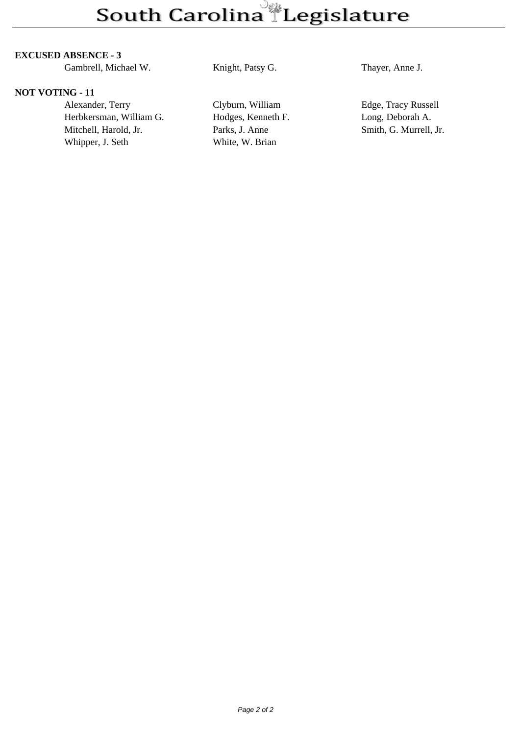**EXCUSED ABSENCE - 3**

| | | |
|---|---|---|
| Gambrell, Michael W. | Knight, Patsy G. | Thayer, Anne J. |

**NOT VOTING - 11**

| | | |
|---|---|---|
| Alexander, Terry | Clyburn, William | Edge, Tracy Russell |
| Herbkersman, William G. | Hodges, Kenneth F. | Long, Deborah A. |
| Mitchell, Harold, Jr. | Parks, J. Anne | Smith, G. Murrell, Jr. |
| Whipper, J. Seth | White, W. Brian | |